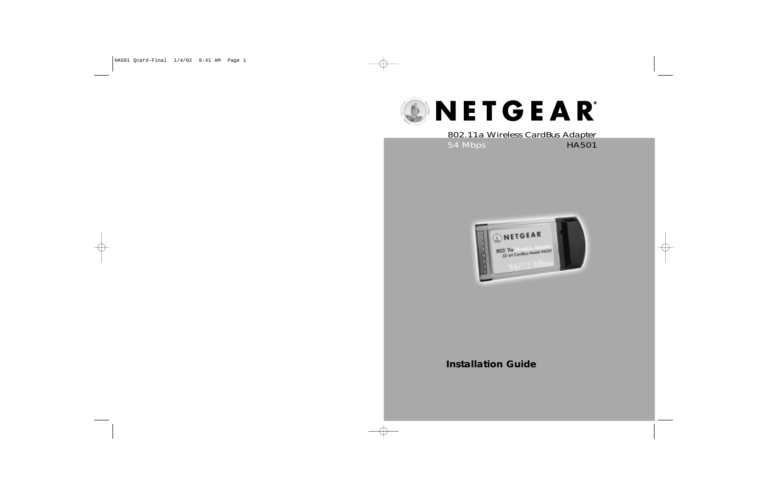NETGEAR®

802.11a Wireless CardBus Adapter
54 Mbps HA501

# Installation Guide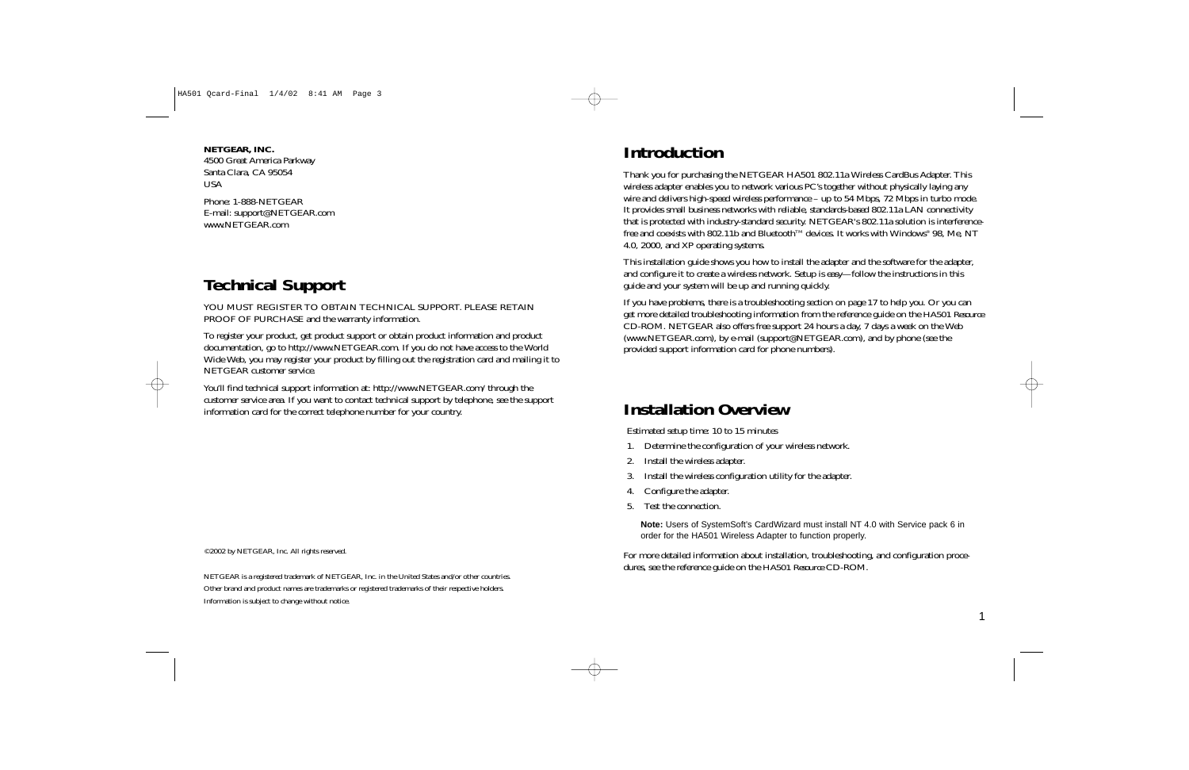**NETGEAR, INC.**
4500 Great America Parkway
Santa Clara, CA 95054
USA

Phone: 1-888-NETGEAR
E-mail: support@NETGEAR.com
www.NETGEAR.com

## Technical Support

YOU MUST REGISTER TO OBTAIN TECHNICAL SUPPORT. PLEASE RETAIN PROOF OF PURCHASE and the warranty information.

To register your product, get product support or obtain product information and product documentation, go to http://www.NETGEAR.com. If you do not have access to the World Wide Web, you may register your product by filling out the registration card and mailing it to NETGEAR customer service.

You'll find technical support information at: http://www.NETGEAR.com/ through the customer service area. If you want to contact technical support by telephone, see the support information card for the correct telephone number for your country.

*©2002 by NETGEAR, Inc. All rights reserved.*

*NETGEAR is a registered trademark of NETGEAR, Inc. in the United States and/or other countries. Other brand and product names are trademarks or registered trademarks of their respective holders. Information is subject to change without notice.*

## Introduction

Thank you for purchasing the NETGEAR HA501 802.11a Wireless CardBus Adapter. This wireless adapter enables you to network various PC's together without physically laying any wire and delivers high-speed wireless performance – up to 54 Mbps, 72 Mbps in turbo mode. It provides small business networks with reliable, standards-based 802.11a LAN connectivity that is protected with industry-standard security. NETGEAR's 802.11a solution is interference-free and coexists with 802.11b and Bluetooth™ devices. It works with Windows® 98, Me, NT 4.0, 2000, and XP operating systems.

This installation guide shows you how to install the adapter and the software for the adapter, and configure it to create a wireless network. Setup is easy—follow the instructions in this guide and your system will be up and running quickly.

If you have problems, there is a troubleshooting section on page 17 to help you. Or you can get more detailed troubleshooting information from the reference guide on the HA501 *Resource* CD-ROM. NETGEAR also offers free support 24 hours a day, 7 days a week on the Web (www.NETGEAR.com), by e-mail (support@NETGEAR.com), and by phone (see the provided support information card for phone numbers).

## Installation Overview

*Estimated setup time: 10 to 15 minutes*

1. Determine the configuration of your wireless network.
2. Install the wireless adapter.
3. Install the wireless configuration utility for the adapter.
4. Configure the adapter.
5. Test the connection.

**Note:** Users of SystemSoft's CardWizard must install NT 4.0 with Service pack 6 in order for the HA501 Wireless Adapter to function properly.

For more detailed information about installation, troubleshooting, and configuration procedures, see the reference guide on the HA501 *Resource* CD-ROM.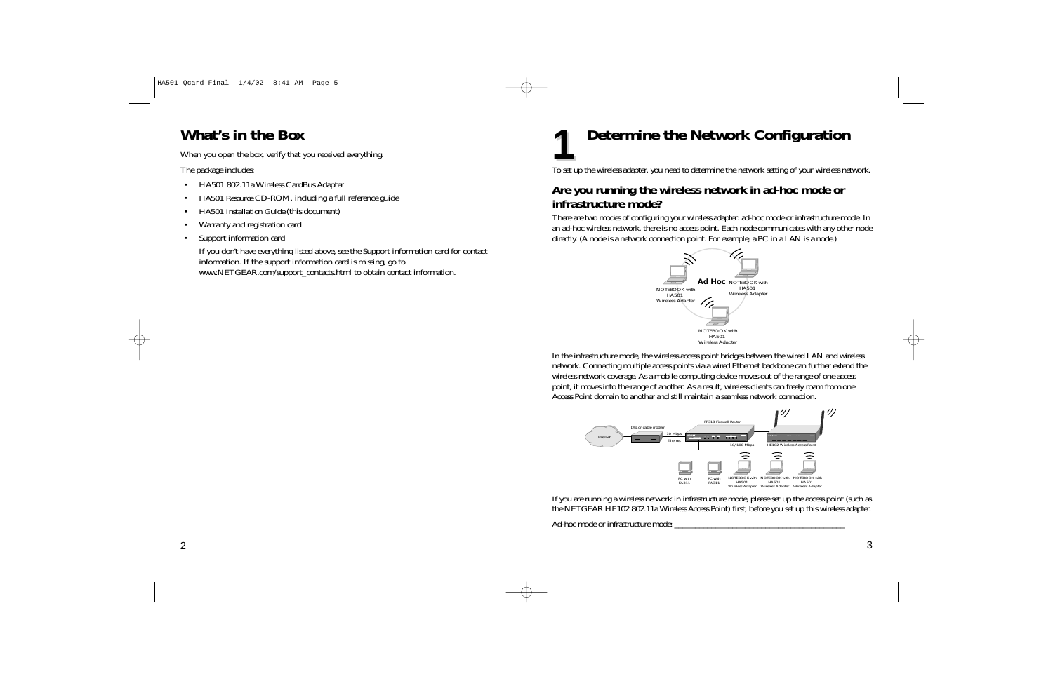## What's in the Box

When you open the box, verify that you received everything.

The package includes:

- HA501 802.11a Wireless CardBus Adapter
- HA501 Resource CD-ROM, including a full reference guide
- HA501 Installation Guide (this document)
- Warranty and registration card
- Support information card

  If you don't have everything listed above, see the Support information card for contact information. If the support information card is missing, go to www.NETGEAR.com/support_contacts.html to obtain contact information.

# 1 Determine the Network Configuration

To set up the wireless adapter, you need to determine the network setting of your wireless network.

### Are you running the wireless network in ad-hoc mode or infrastructure mode?

There are two modes of configuring your wireless adapter: ad-hoc mode or infrastructure mode. In an ad-hoc wireless network, there is no access point. Each node communicates with any other node directly. (A node is a network connection point. For example, a PC in a LAN is a node.)

In the infrastructure mode, the wireless access point bridges between the wired LAN and wireless network. Connecting multiple access points via a wired Ethernet backbone can further extend the wireless network coverage. As a mobile computing device moves out of the range of one access point, it moves into the range of another. As a result, wireless clients can freely roam from one Access Point domain to another and still maintain a seamless network connection.

If you are running a wireless network in infrastructure mode, please set up the access point (such as the NETGEAR HE102 802.11a Wireless Access Point) first, before you set up this wireless adapter.

Ad-hoc mode or infrastructure mode: ______________________________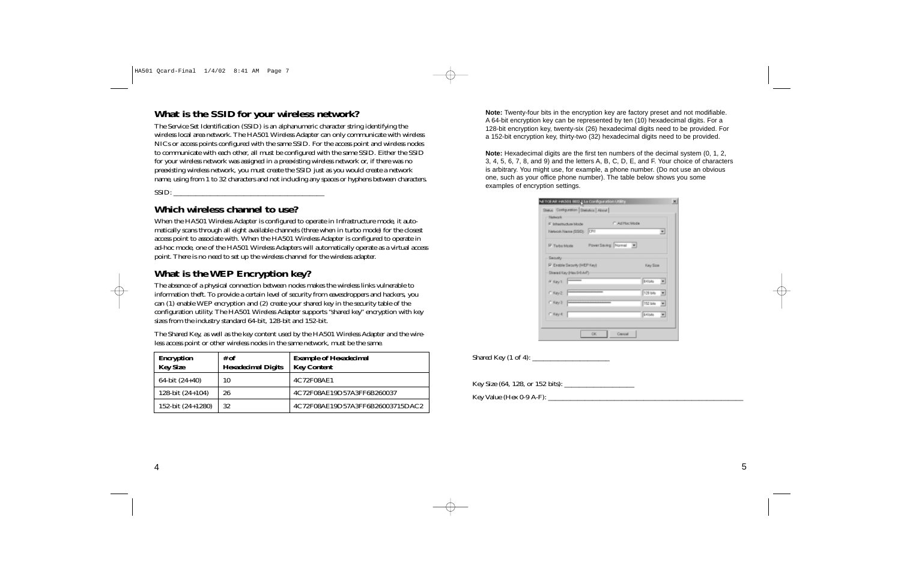## What is the SSID for your wireless network?

The Service Set Identification (SSID) is an alphanumeric character string identifying the wireless local area network. The HA501 Wireless Adapter can only communicate with wireless NICs or access points configured with the same SSID. For the access point and wireless nodes to communicate with each other, all must be configured with the same SSID. Either the SSID for your wireless network was assigned in a preexisting wireless network or, if there was no preexisting wireless network, you must create the SSID just as you would create a network name, using from 1 to 32 characters and not including any spaces or hyphens between characters.

SSID: ________________________________________

## Which wireless channel to use?

When the HA501 Wireless Adapter is configured to operate in Infrastructure mode, it automatically scans through all eight available channels (three when in turbo mode) for the closest access point to associate with. When the HA501 Wireless Adapter is configured to operate in ad-hoc mode, one of the HA501 Wireless Adapters will automatically operate as a virtual access point. There is no need to set up the wireless channel for the wireless adapter.

## What is the WEP Encryption key?

The absence of a physical connection between nodes makes the wireless links vulnerable to information theft. To provide a certain level of security from eavesdroppers and hackers, you can (1) enable WEP encryption and (2) create your shared key in the security table of the configuration utility. The HA501 Wireless Adapter supports "shared key" encryption with key sizes from the industry standard 64-bit, 128-bit and 152-bit.

The Shared Key, as well as the key content used by the HA501 Wireless Adapter and the wireless access point or other wireless nodes in the same network, must be the same.

| Encryption Key Size | # of Hexadecimal Digits | Example of Hexadecimal Key Content |
|---|---|---|
| 64-bit (24+40) | 10 | 4C72F08AE1 |
| 128-bit (24+104) | 26 | 4C72F08AE19D57A3FF6B260037 |
| 152-bit (24+1280) | 32 | 4C72F08AE19D57A3FF6B26003715DAC2 |

**Note:** Twenty-four bits in the encryption key are factory preset and not modifiable. A 64-bit encryption key can be represented by ten (10) hexadecimal digits. For a 128-bit encryption key, twenty-six (26) hexadecimal digits need to be provided. For a 152-bit encryption key, thirty-two (32) hexadecimal digits need to be provided.

**Note:** Hexadecimal digits are the first ten numbers of the decimal system (0, 1, 2, 3, 4, 5, 6, 7, 8, and 9) and the letters A, B, C, D, E, and F. Your choice of characters is arbitrary. You might use, for example, a phone number. (Do not use an obvious one, such as your office phone number). The table below shows you some examples of encryption settings.

Shared Key (1 of 4): ____________________

Key Size (64, 128, or 152 bits): __________________

Key Value (Hex 0-9 A-F): ________________________________________________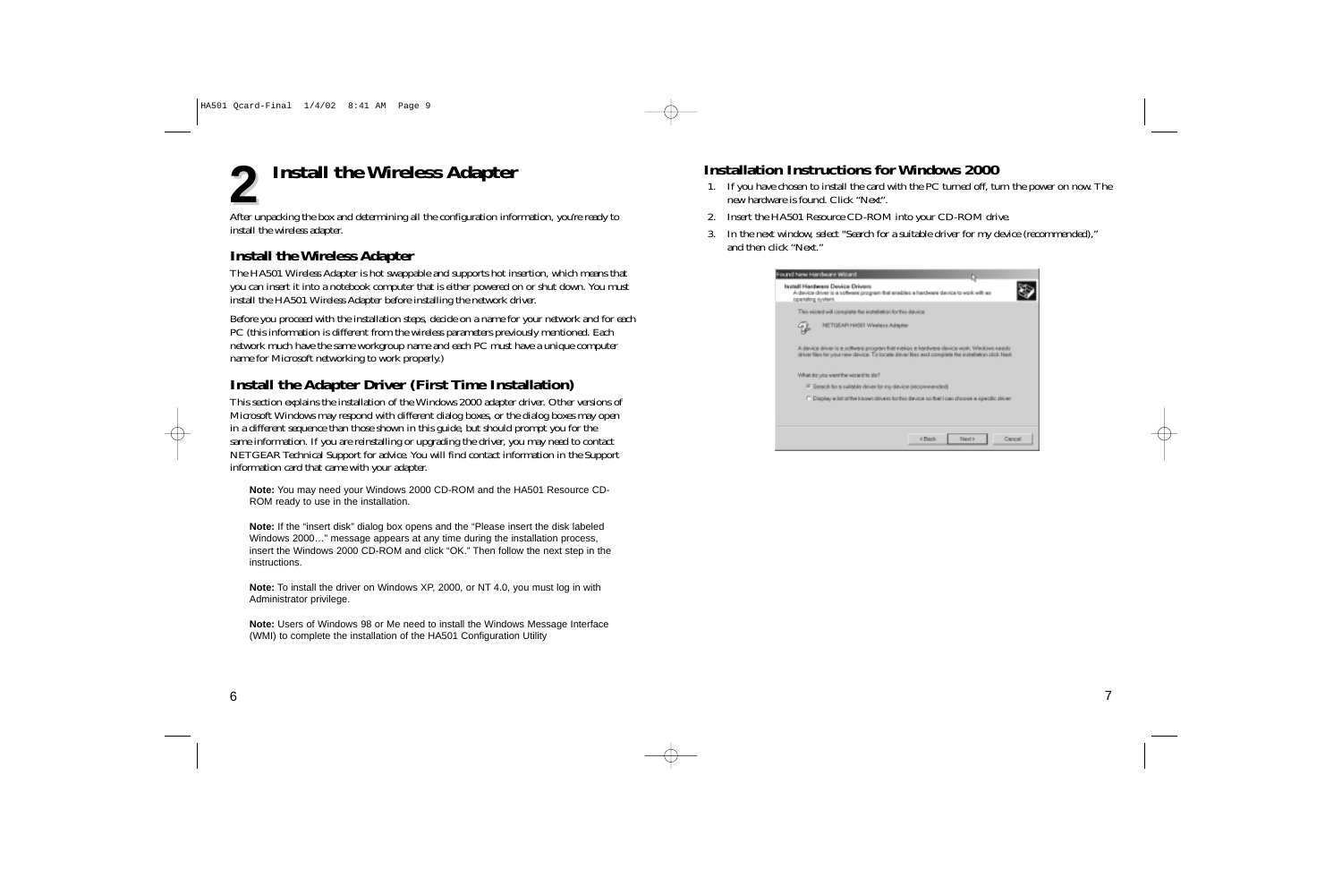# 2 Install the Wireless Adapter

After unpacking the box and determining all the configuration information, you're ready to install the wireless adapter.

## Install the Wireless Adapter

The HA501 Wireless Adapter is hot swappable and supports hot insertion, which means that you can insert it into a notebook computer that is either powered on or shut down. You must install the HA501 Wireless Adapter before installing the network driver.

Before you proceed with the installation steps, decide on a name for your network and for each PC (this information is different from the wireless parameters previously mentioned. Each network much have the same workgroup name and each PC must have a unique computer name for Microsoft networking to work properly.)

## Install the Adapter Driver (First Time Installation)

This section explains the installation of the Windows 2000 adapter driver. Other versions of Microsoft Windows may respond with different dialog boxes, or the dialog boxes may open in a different sequence than those shown in this guide, but should prompt you for the same information. If you are reinstalling or upgrading the driver, you may need to contact NETGEAR Technical Support for advice. You will find contact information in the Support information card that came with your adapter.

**Note:** You may need your Windows 2000 CD-ROM and the HA501 Resource CD-ROM ready to use in the installation.

**Note:** If the "insert disk" dialog box opens and the "Please insert the disk labeled Windows 2000…" message appears at any time during the installation process, insert the Windows 2000 CD-ROM and click "OK." Then follow the next step in the instructions.

**Note:** To install the driver on Windows XP, 2000, or NT 4.0, you must log in with Administrator privilege.

**Note:** Users of Windows 98 or Me need to install the Windows Message Interface (WMI) to complete the installation of the HA501 Configuration Utility

## Installation Instructions for Windows 2000

1. If you have chosen to install the card with the PC turned off, turn the power on now. The new hardware is found. Click "Next".
2. Insert the HA501 Resource CD-ROM into your CD-ROM drive.
3. In the next window, select "Search for a suitable driver for my device (recommended)," and then click "Next."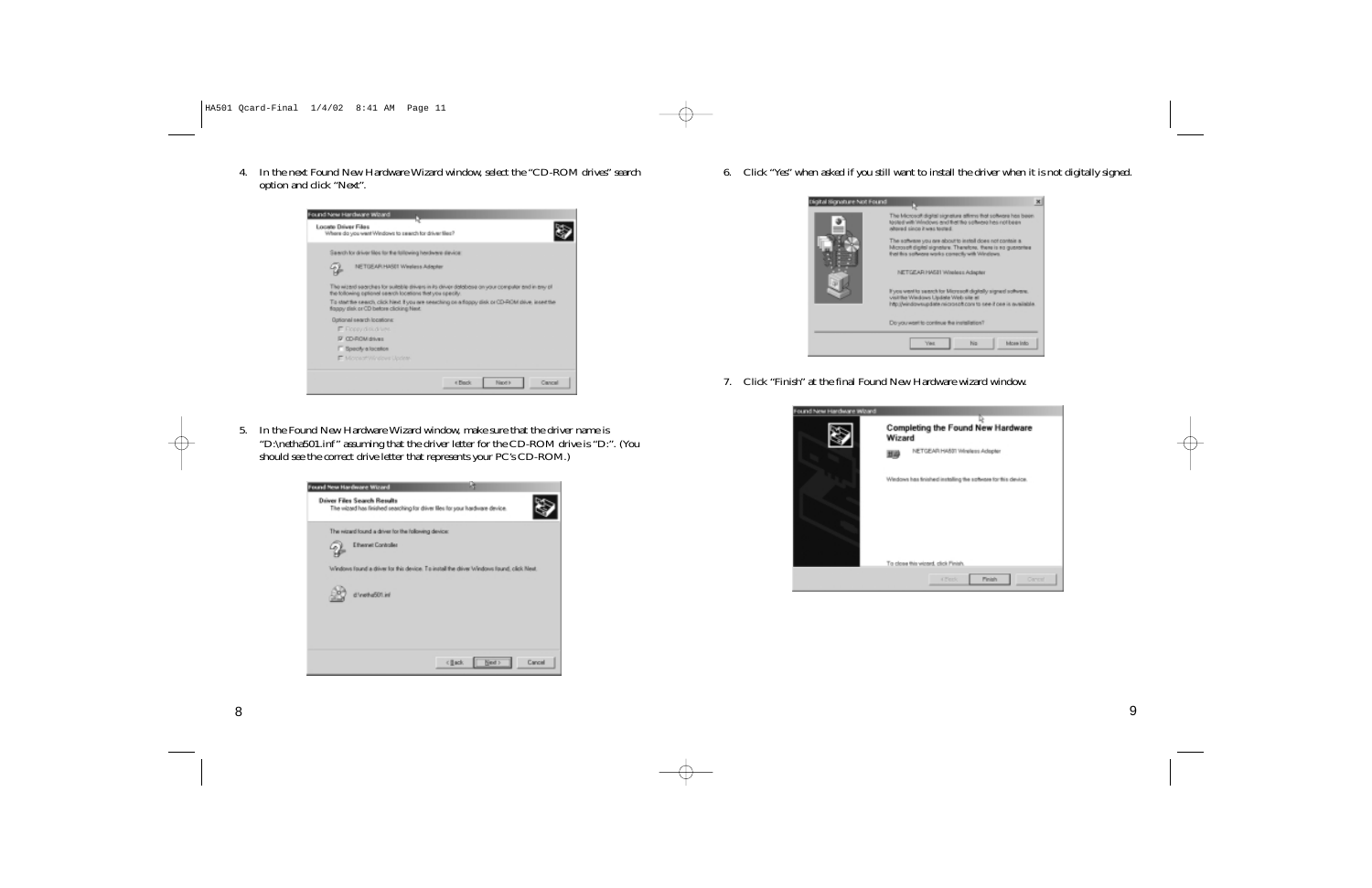4. In the next Found New Hardware Wizard window, select the "CD-ROM drives" search option and click "Next".

5. In the Found New Hardware Wizard window, make sure that the driver name is "D:\netha501.inf" assuming that the driver letter for the CD-ROM drive is "D:". (You should see the correct drive letter that represents your PC's CD-ROM.)

6. Click "Yes" when asked if you still want to install the driver when it is not digitally signed.

7. Click "Finish" at the final Found New Hardware wizard window.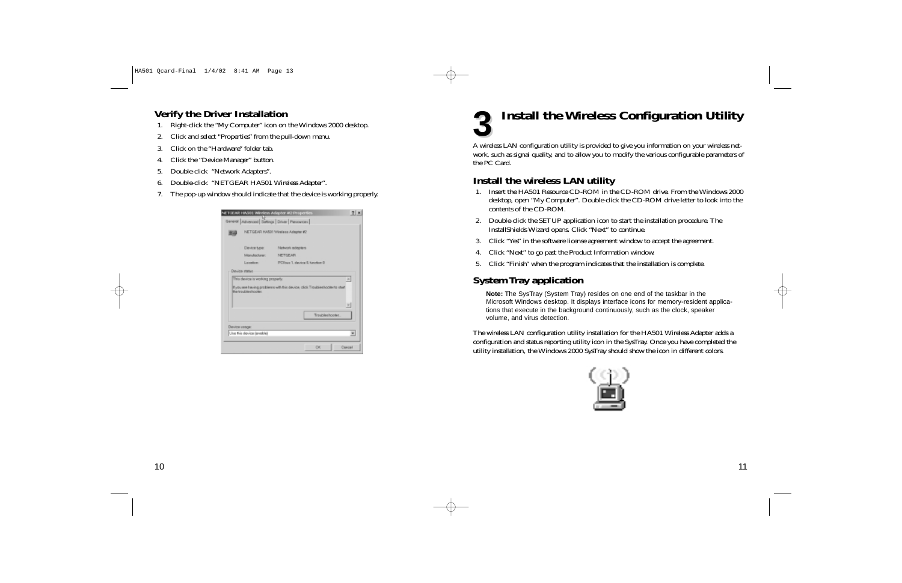## Verify the Driver Installation

1. Right-click the "My Computer" icon on the Windows 2000 desktop.
2. Click and select "Properties" from the pull-down menu.
3. Click on the "Hardware" folder tab.
4. Click the "Device Manager" button.
5. Double-click "Network Adapters".
6. Double-click "NETGEAR HA501 Wireless Adapter".
7. The pop-up window should indicate that the device is working properly.

# 3 Install the Wireless Configuration Utility

A wireless LAN configuration utility is provided to give you information on your wireless network, such as signal quality, and to allow you to modify the various configurable parameters of the PC Card.

## Install the wireless LAN utility

1. Insert the HA501 Resource CD-ROM in the CD-ROM drive. From the Windows 2000 desktop, open "My Computer". Double-click the CD-ROM drive letter to look into the contents of the CD-ROM.
2. Double-click the SETUP application icon to start the installation procedure. The InstallShields Wizard opens. Click "Next" to continue.
3. Click "Yes" in the software license agreement window to accept the agreement.
4. Click "Next" to go past the Product Information window.
5. Click "Finish" when the program indicates that the installation is complete.

## System Tray application

**Note:** The SysTray (System Tray) resides on one end of the taskbar in the Microsoft Windows desktop. It displays interface icons for memory-resident applications that execute in the background continuously, such as the clock, speaker volume, and virus detection.

The wireless LAN configuration utility installation for the HA501 Wireless Adapter adds a configuration and status reporting utility icon in the SysTray. Once you have completed the utility installation, the Windows 2000 SysTray should show the icon in different colors.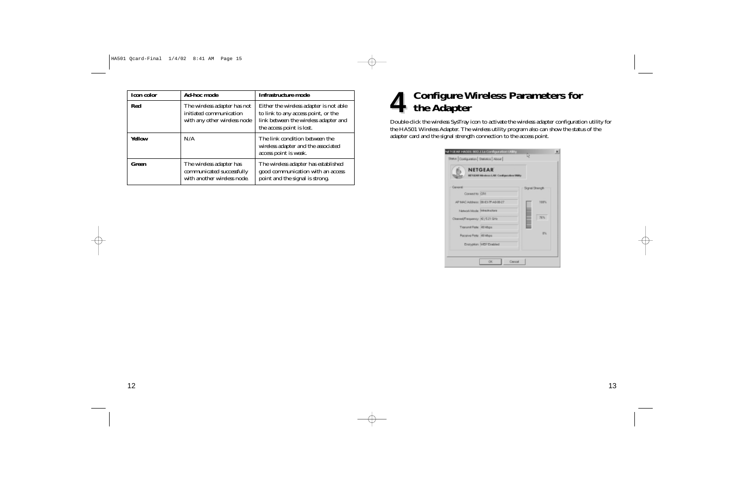| Icon color | Ad-hoc mode | Infrastructure mode |
|---|---|---|
| **Red** | The wireless adapter has not initiated communication with any other wireless node | Either the wireless adapter is not able to link to any access point, or the link between the wireless adapter and the access point is lost. |
| **Yellow** | N/A | The link condition between the wireless adapter and the associated access point is weak. |
| **Green** | The wireless adapter has communicated successfully with another wireless node. | The wireless adapter has established good communication with an access point and the signal is strong. |

# 4 Configure Wireless Parameters for the Adapter

Double-click the wireless SysTray icon to activate the wireless adapter configuration utility for the HA501 Wireless Adapter. The wireless utility program also can show the status of the adapter card and the signal strength connection to the access point.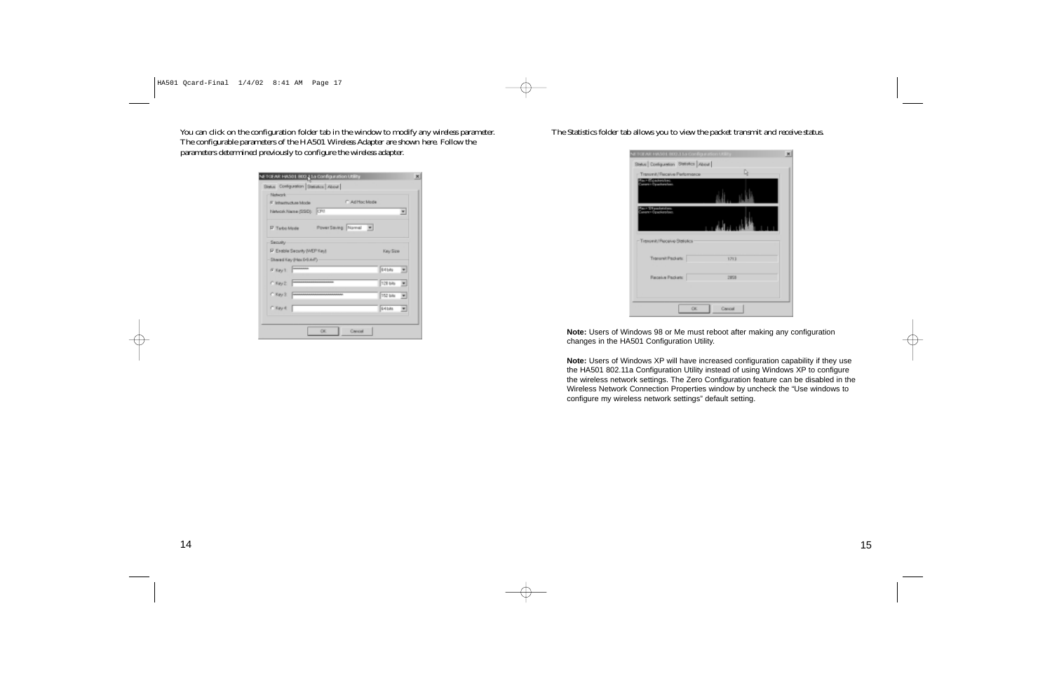You can click on the configuration folder tab in the window to modify any wireless parameter. The configurable parameters of the HA501 Wireless Adapter are shown here. Follow the parameters determined previously to configure the wireless adapter.

The Statistics folder tab allows you to view the packet transmit and receive status.

**Note:** Users of Windows 98 or Me must reboot after making any configuration changes in the HA501 Configuration Utility.

**Note:** Users of Windows XP will have increased configuration capability if they use the HA501 802.11a Configuration Utility instead of using Windows XP to configure the wireless network settings. The Zero Configuration feature can be disabled in the Wireless Network Connection Properties window by uncheck the “Use windows to configure my wireless network settings” default setting.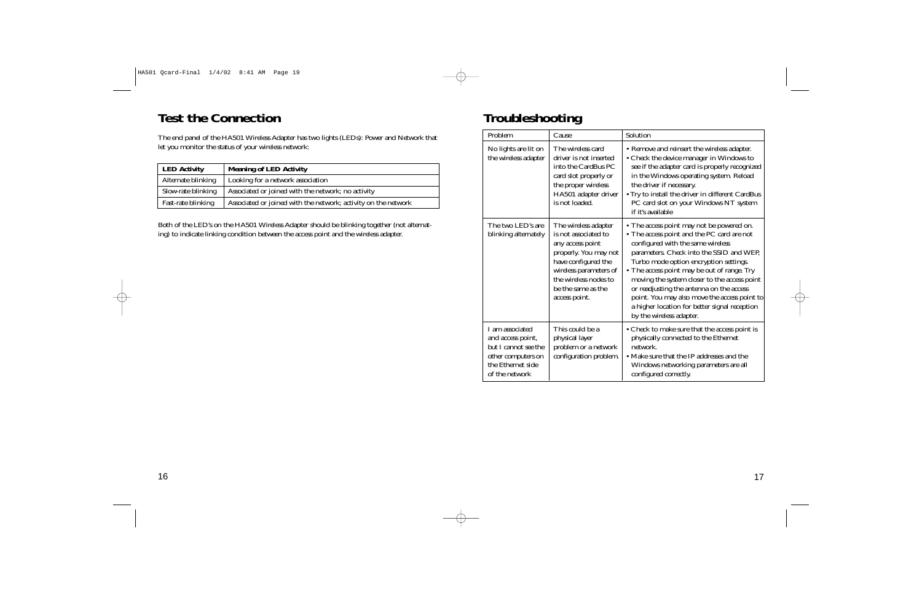## Test the Connection

The end panel of the HA501 Wireless Adapter has two lights (LEDs): Power and Network that let you monitor the status of your wireless network:

| **LED Activity** | **Meaning of LED Activity** |
|---|---|
| Alternate blinking | Looking for a network association |
| Slow-rate blinking | Associated or joined with the network; no activity |
| Fast-rate blinking | Associated or joined with the network; activity on the network |

Both of the LED's on the HA501 Wireless Adapter should be blinking together (not alternating) to indicate linking condition between the access point and the wireless adapter.

## Troubleshooting

| Problem | Cause | Solution |
|---|---|---|
| No lights are lit on the wireless adapter | The wireless card driver is not inserted into the CardBus PC card slot properly or the proper wireless HA501 adapter driver is not loaded. | • Remove and reinsert the wireless adapter.<br>• Check the device manager in Windows to see if the adapter card is properly recognized in the Windows operating system. Reload the driver if necessary.<br>• Try to install the driver in different CardBus PC card slot on your Windows NT system if it's available |
| The two LED's are blinking alternately | The wireless adapter is not associated to any access point properly. You may not have configured the wireless parameters of the wireless nodes to be the same as the access point. | • The access point may not be powered on.<br>• The access point and the PC card are not configured with the same wireless parameters. Check into the SSID and WEP, Turbo mode option encryption settings.<br>• The access point may be out of range. Try moving the system closer to the access point or readjusting the antenna on the access point. You may also move the access point to a higher location for better signal reception by the wireless adapter. |
| I am associated and access point, but I cannot see the other computers on the Ethernet side of the network | This could be a physical layer problem or a network configuration problem. | • Check to make sure that the access point is physically connected to the Ethernet network.<br>• Make sure that the IP addresses and the Windows networking parameters are all configured correctly. |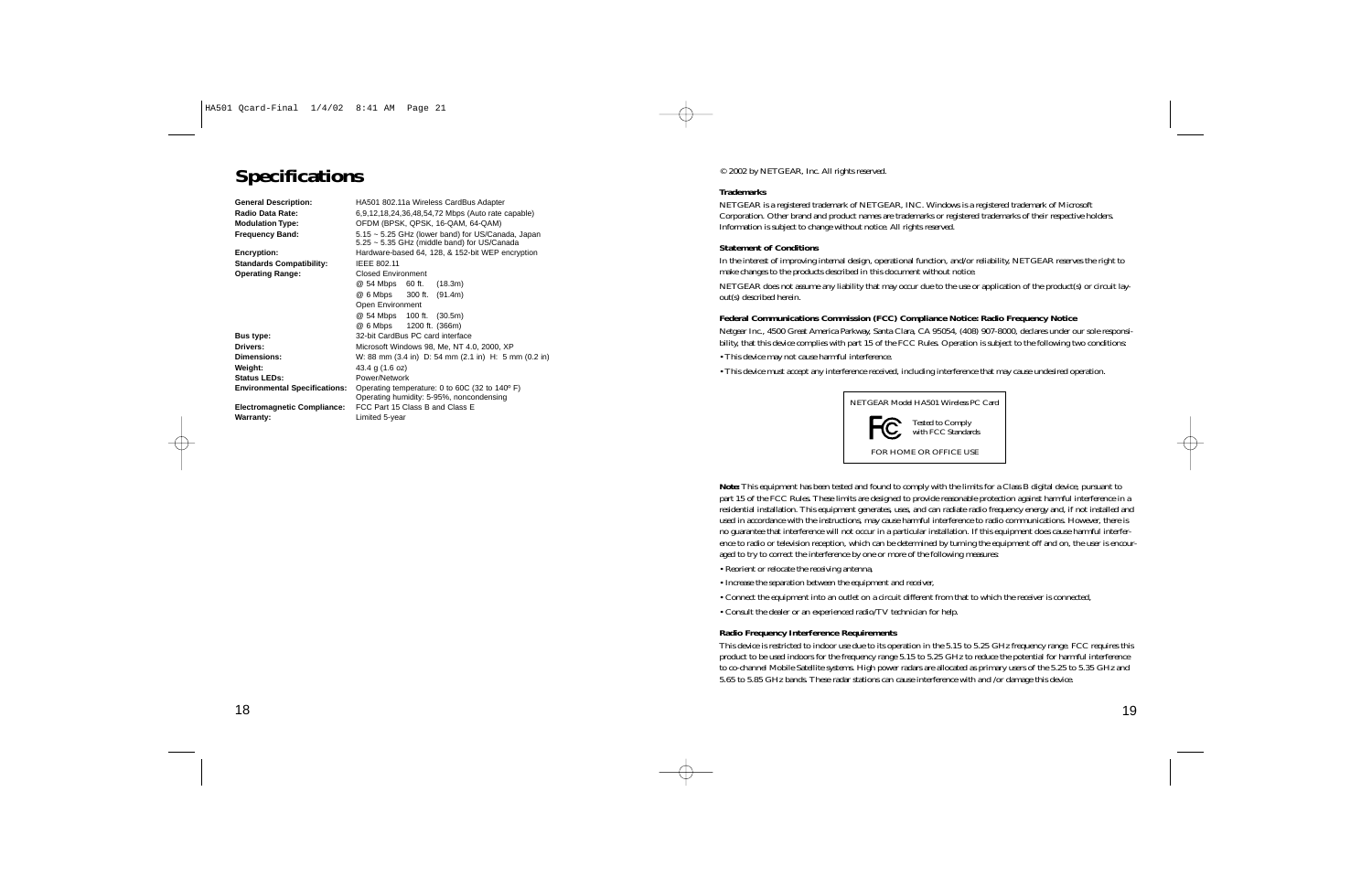## Specifications

| | |
|---|---|
| **General Description:** | HA501 802.11a Wireless CardBus Adapter |
| **Radio Data Rate:** | 6,9,12,18,24,36,48,54,72 Mbps (Auto rate capable) |
| **Modulation Type:** | OFDM (BPSK, QPSK, 16-QAM, 64-QAM) |
| **Frequency Band:** | 5.15 ~ 5.25 GHz (lower band) for US/Canada, Japan<br>5.25 ~ 5.35 GHz (middle band) for US/Canada |
| **Encryption:** | Hardware-based 64, 128, & 152-bit WEP encryption |
| **Standards Compatibility:** | IEEE 802.11 |
| **Operating Range:** | Closed Environment<br>@ 54 Mbps 60 ft. (18.3m)<br>@ 6 Mbps 300 ft. (91.4m)<br>Open Environment<br>@ 54 Mbps 100 ft. (30.5m)<br>@ 6 Mbps 1200 ft. (366m) |
| **Bus type:** | 32-bit CardBus PC card interface |
| **Drivers:** | Microsoft Windows 98, Me, NT 4.0, 2000, XP |
| **Dimensions:** | W: 88 mm (3.4 in) D: 54 mm (2.1 in) H: 5 mm (0.2 in) |
| **Weight:** | 43.4 g (1.6 oz) |
| **Status LEDs:** | Power/Network |
| **Environmental Specifications:** | Operating temperature: 0 to 60C (32 to 140º F)<br>Operating humidity: 5-95%, noncondensing |
| **Electromagnetic Compliance:** | FCC Part 15 Class B and Class E |
| **Warranty:** | Limited 5-year |

© 2002 by NETGEAR, Inc. All rights reserved.

**Trademarks**

NETGEAR is a registered trademark of NETGEAR, INC. Windows is a registered trademark of Microsoft Corporation. Other brand and product names are trademarks or registered trademarks of their respective holders. Information is subject to change without notice. All rights reserved.

**Statement of Conditions**

In the interest of improving internal design, operational function, and/or reliability, NETGEAR reserves the right to make changes to the products described in this document without notice.

NETGEAR does not assume any liability that may occur due to the use or application of the product(s) or circuit layout(s) described herein.

**Federal Communications Commission (FCC) Compliance Notice: Radio Frequency Notice**

Netgear Inc., 4500 Great America Parkway, Santa Clara, CA 95054, (408) 907-8000, declares under our sole responsibility, that this device complies with part 15 of the FCC Rules. Operation is subject to the following two conditions:

- This device may not cause harmful interference.
- This device must accept any interference received, including interference that may cause undesired operation.

NETGEAR Model HA501 Wireless PC Card

FC Tested to Comply with FCC Standards

FOR HOME OR OFFICE USE

**Note:** This equipment has been tested and found to comply with the limits for a Class B digital device, pursuant to part 15 of the FCC Rules. These limits are designed to provide reasonable protection against harmful interference in a residential installation. This equipment generates, uses, and can radiate radio frequency energy and, if not installed and used in accordance with the instructions, may cause harmful interference to radio communications. However, there is no guarantee that interference will not occur in a particular installation. If this equipment does cause harmful interference to radio or television reception, which can be determined by turning the equipment off and on, the user is encouraged to try to correct the interference by one or more of the following measures:

- Reorient or relocate the receiving antenna,
- Increase the separation between the equipment and receiver,
- Connect the equipment into an outlet on a circuit different from that to which the receiver is connected,
- Consult the dealer or an experienced radio/TV technician for help.

**Radio Frequency Interference Requirements**

This device is restricted to indoor use due to its operation in the 5.15 to 5.25 GHz frequency range. FCC requires this product to be used indoors for the frequency range 5.15 to 5.25 GHz to reduce the potential for harmful interference to co-channel Mobile Satellite systems. High power radars are allocated as primary users of the 5.25 to 5.35 GHz and 5.65 to 5.85 GHz bands. These radar stations can cause interference with and /or damage this device.